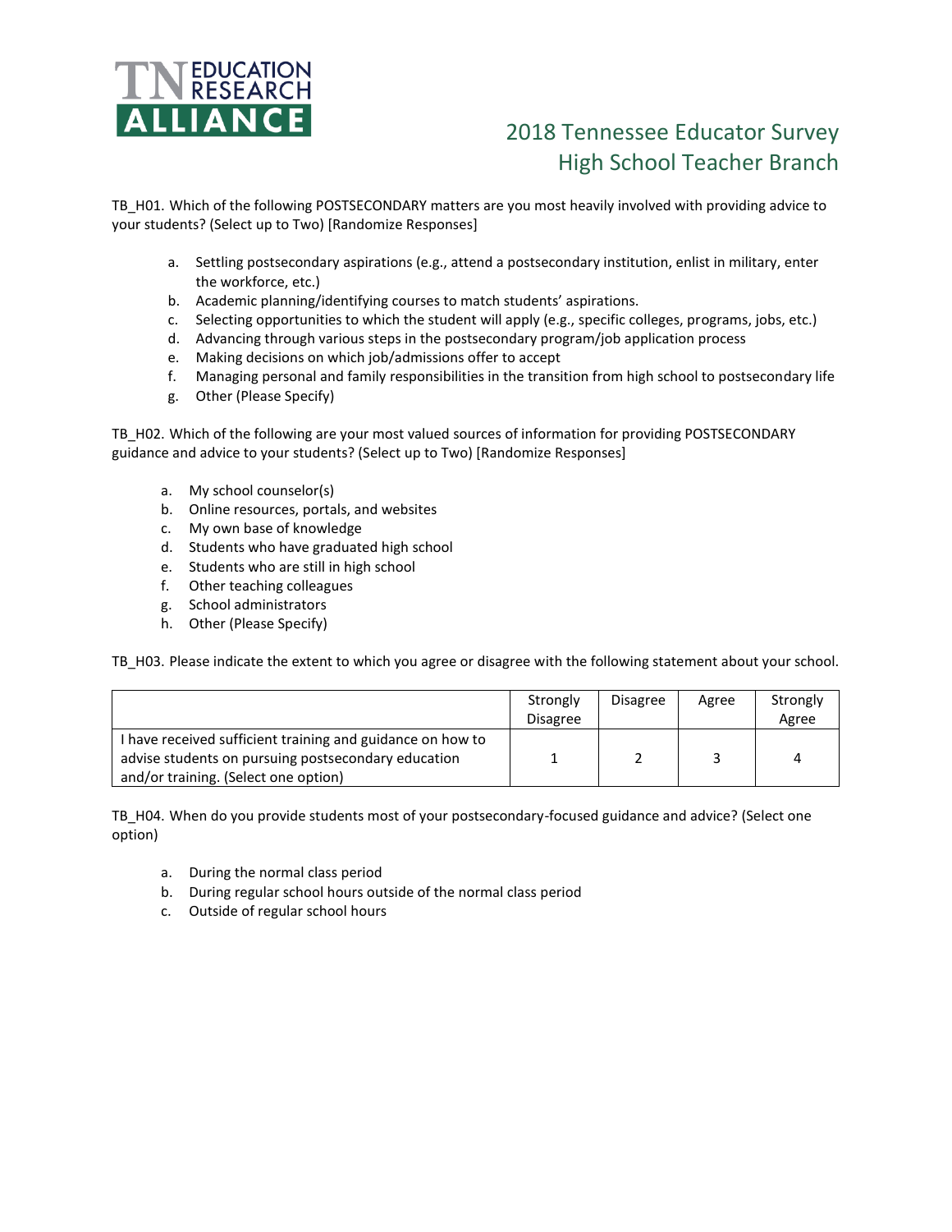TN EDUCATION RESEARCH ALLIANCE

# 2018 Tennessee Educator Survey
## High School Teacher Branch

TB_H01. Which of the following POSTSECONDARY matters are you most heavily involved with providing advice to your students? (Select up to Two) [Randomize Responses]

a. Settling postsecondary aspirations (e.g., attend a postsecondary institution, enlist in military, enter the workforce, etc.)
b. Academic planning/identifying courses to match students' aspirations.
c. Selecting opportunities to which the student will apply (e.g., specific colleges, programs, jobs, etc.)
d. Advancing through various steps in the postsecondary program/job application process
e. Making decisions on which job/admissions offer to accept
f. Managing personal and family responsibilities in the transition from high school to postsecondary life
g. Other (Please Specify)

TB_H02. Which of the following are your most valued sources of information for providing POSTSECONDARY guidance and advice to your students? (Select up to Two) [Randomize Responses]

a. My school counselor(s)
b. Online resources, portals, and websites
c. My own base of knowledge
d. Students who have graduated high school
e. Students who are still in high school
f. Other teaching colleagues
g. School administrators
h. Other (Please Specify)

TB_H03. Please indicate the extent to which you agree or disagree with the following statement about your school.

| | Strongly Disagree | Disagree | Agree | Strongly Agree |
|---|---|---|---|---|
| I have received sufficient training and guidance on how to advise students on pursuing postsecondary education and/or training. (Select one option) | 1 | 2 | 3 | 4 |

TB_H04. When do you provide students most of your postsecondary-focused guidance and advice? (Select one option)

a. During the normal class period
b. During regular school hours outside of the normal class period
c. Outside of regular school hours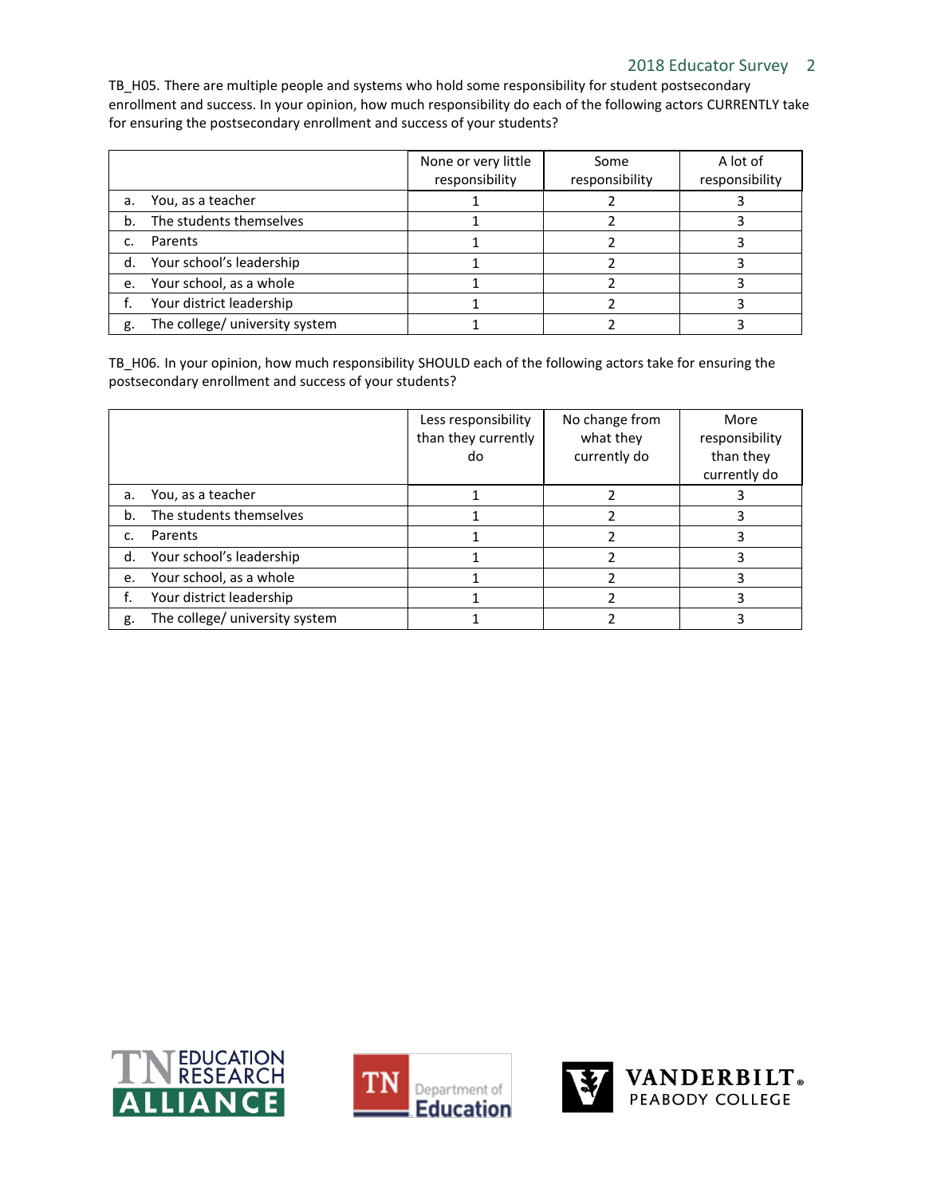TB_H05. There are multiple people and systems who hold some responsibility for student postsecondary enrollment and success. In your opinion, how much responsibility do each of the following actors CURRENTLY take for ensuring the postsecondary enrollment and success of your students?

| | None or very little responsibility | Some responsibility | A lot of responsibility |
|---|---|---|---|
| a. You, as a teacher | 1 | 2 | 3 |
| b. The students themselves | 1 | 2 | 3 |
| c. Parents | 1 | 2 | 3 |
| d. Your school's leadership | 1 | 2 | 3 |
| e. Your school, as a whole | 1 | 2 | 3 |
| f. Your district leadership | 1 | 2 | 3 |
| g. The college/ university system | 1 | 2 | 3 |

TB_H06. In your opinion, how much responsibility SHOULD each of the following actors take for ensuring the postsecondary enrollment and success of your students?

| | Less responsibility than they currently do | No change from what they currently do | More responsibility than they currently do |
|---|---|---|---|
| a. You, as a teacher | 1 | 2 | 3 |
| b. The students themselves | 1 | 2 | 3 |
| c. Parents | 1 | 2 | 3 |
| d. Your school's leadership | 1 | 2 | 3 |
| e. Your school, as a whole | 1 | 2 | 3 |
| f. Your district leadership | 1 | 2 | 3 |
| g. The college/ university system | 1 | 2 | 3 |